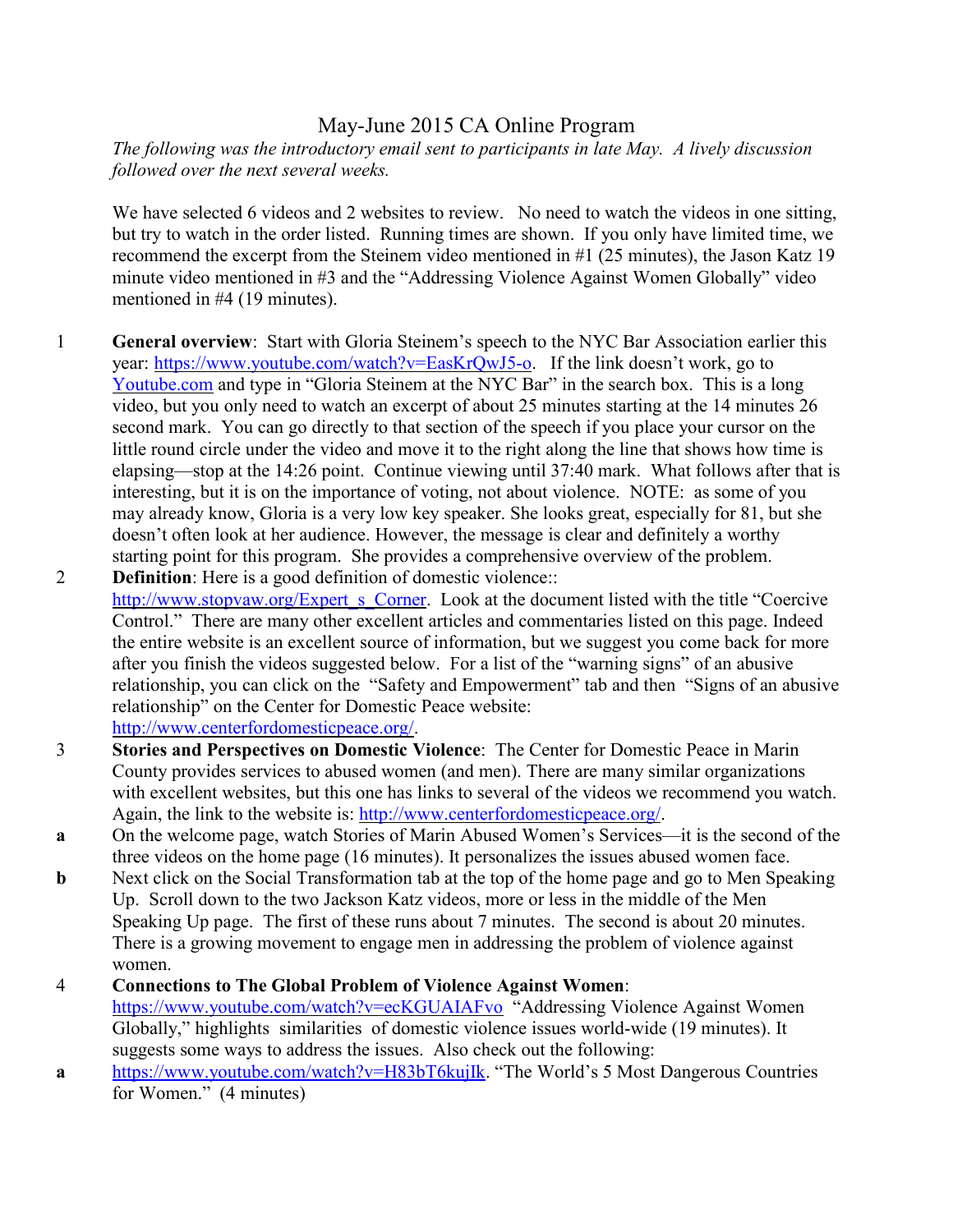# May-June 2015 CA Online Program

*The following was the introductory email sent to participants in late May. A lively discussion followed over the next several weeks.*

We have selected 6 videos and 2 websites to review. No need to watch the videos in one sitting, but try to watch in the order listed. Running times are shown. If you only have limited time, we recommend the excerpt from the Steinem video mentioned in #1 (25 minutes), the Jason Katz 19 minute video mentioned in #3 and the "Addressing Violence Against Women Globally" video mentioned in #4 (19 minutes).

1 **General overview**: Start with Gloria Steinem's speech to the NYC Bar Association earlier this year: https://www.youtube.com/watch?v=EasKrQwJ5-o. If the link doesn't work, go to Youtube.com and type in "Gloria Steinem at the NYC Bar" in the search box. This is a long video, but you only need to watch an excerpt of about 25 minutes starting at the 14 minutes 26 second mark. You can go directly to that section of the speech if you place your cursor on the little round circle under the video and move it to the right along the line that shows how time is elapsing—stop at the 14:26 point. Continue viewing until 37:40 mark. What follows after that is interesting, but it is on the importance of voting, not about violence. NOTE: as some of you may already know, Gloria is a very low key speaker. She looks great, especially for 81, but she doesn't often look at her audience. However, the message is clear and definitely a worthy starting point for this program. She provides a comprehensive overview of the problem.

2 **Definition**: Here is a good definition of domestic violence:: http://www.stopvaw.org/Expert_s_Corner. Look at the document listed with the title "Coercive Control." There are many other excellent articles and commentaries listed on this page. Indeed the entire website is an excellent source of information, but we suggest you come back for more after you finish the videos suggested below. For a list of the "warning signs" of an abusive relationship, you can click on the "Safety and Empowerment" tab and then "Signs of an abusive relationship" on the Center for Domestic Peace website: http://www.centerfordomesticpeace.org/.

3 **Stories and Perspectives on Domestic Violence**: The Center for Domestic Peace in Marin County provides services to abused women (and men). There are many similar organizations with excellent websites, but this one has links to several of the videos we recommend you watch. Again, the link to the website is: http://www.centerfordomesticpeace.org/.

**a** On the welcome page, watch Stories of Marin Abused Women's Services—it is the second of the three videos on the home page (16 minutes). It personalizes the issues abused women face.

**b** Next click on the Social Transformation tab at the top of the home page and go to Men Speaking Up. Scroll down to the two Jackson Katz videos, more or less in the middle of the Men Speaking Up page. The first of these runs about 7 minutes. The second is about 20 minutes. There is a growing movement to engage men in addressing the problem of violence against women.

4 **Connections to The Global Problem of Violence Against Women**: https://www.youtube.com/watch?v=ecKGUAIAFvo "Addressing Violence Against Women Globally," highlights similarities of domestic violence issues world-wide (19 minutes). It suggests some ways to address the issues. Also check out the following:

**a** https://www.youtube.com/watch?v=H83bT6kujIk. "The World's 5 Most Dangerous Countries for Women." (4 minutes)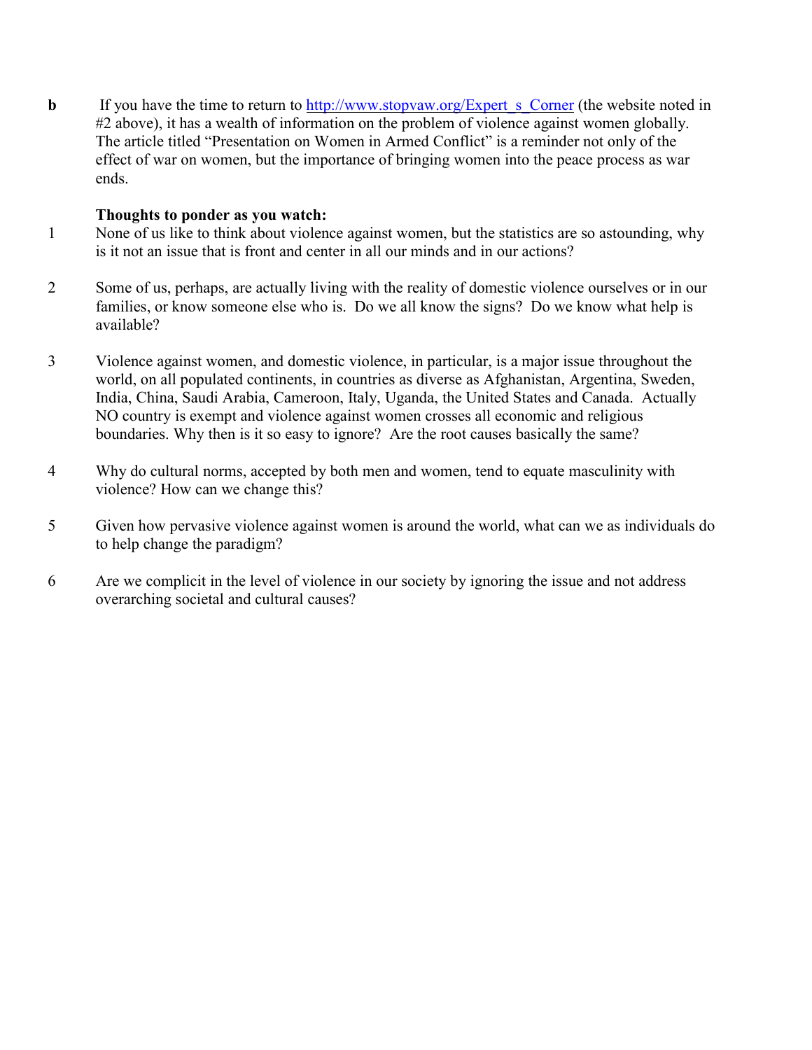**b** If you have the time to return to [http://www.stopvaw.org/Expert_s_Corner](http://www.stopvaw.org/Expert_s_Corner) (the website noted in #2 above), it has a wealth of information on the problem of violence against women globally. The article titled "Presentation on Women in Armed Conflict" is a reminder not only of the effect of war on women, but the importance of bringing women into the peace process as war ends.

**Thoughts to ponder as you watch:**

1. None of us like to think about violence against women, but the statistics are so astounding, why is it not an issue that is front and center in all our minds and in our actions?

2. Some of us, perhaps, are actually living with the reality of domestic violence ourselves or in our families, or know someone else who is. Do we all know the signs? Do we know what help is available?

3. Violence against women, and domestic violence, in particular, is a major issue throughout the world, on all populated continents, in countries as diverse as Afghanistan, Argentina, Sweden, India, China, Saudi Arabia, Cameroon, Italy, Uganda, the United States and Canada. Actually NO country is exempt and violence against women crosses all economic and religious boundaries. Why then is it so easy to ignore? Are the root causes basically the same?

4. Why do cultural norms, accepted by both men and women, tend to equate masculinity with violence? How can we change this?

5. Given how pervasive violence against women is around the world, what can we as individuals do to help change the paradigm?

6. Are we complicit in the level of violence in our society by ignoring the issue and not address overarching societal and cultural causes?